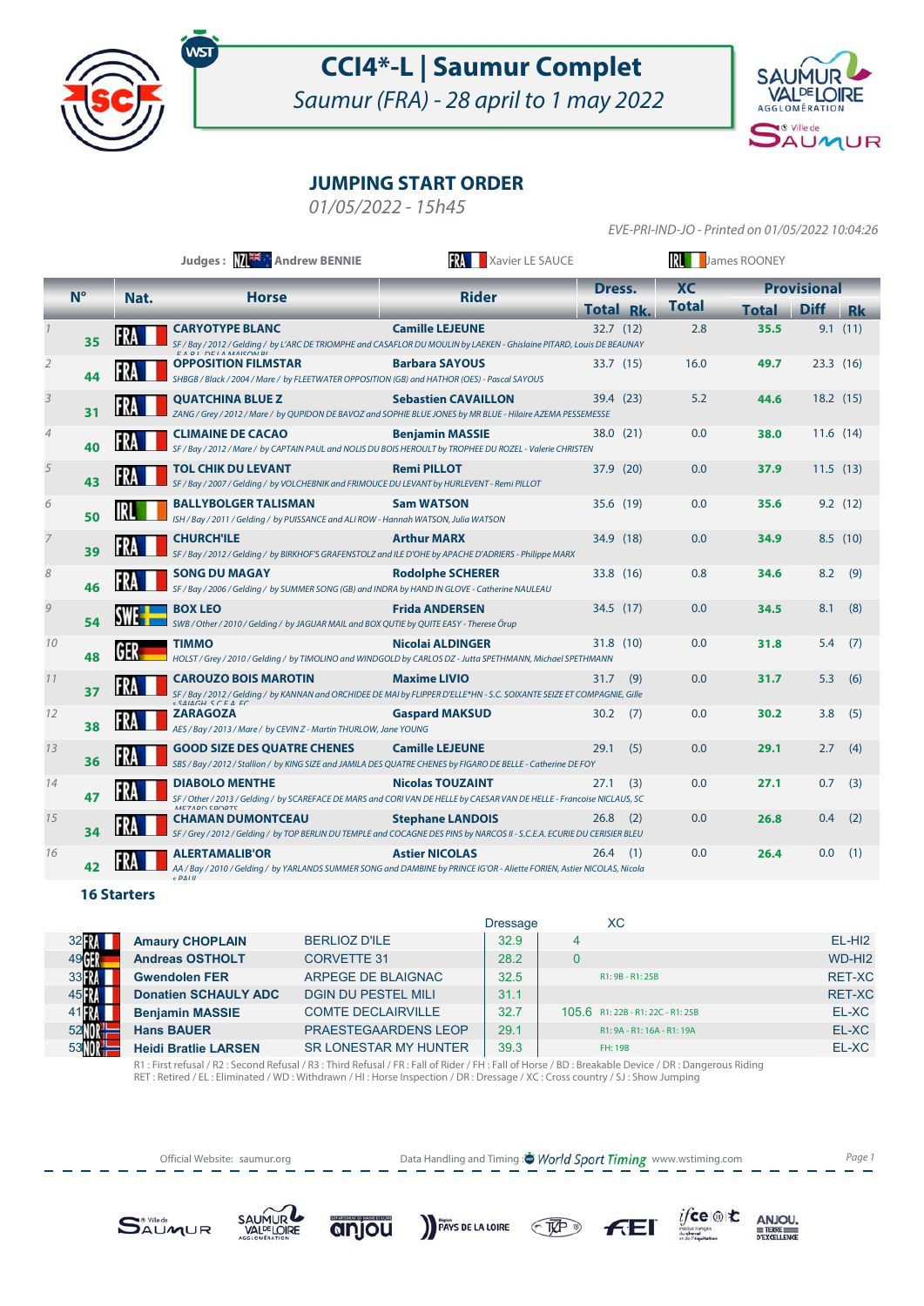# CCI4*-L | Saumur Complet

*Saumur (FRA) - 28 april to 1 may 2022*

## JUMPING START ORDER

*01/05/2022 - 15h45*

*EVE-PRI-IND-JO - Printed on 01/05/2022 10:04:26*

**Judges :** NZL **Andrew BENNIE** — FRA Xavier LE SAUCE — IRL James ROONEY

| | N° | Nat. | Horse | Rider | Dress. Total | Dress. Rk. | XC Total | Provisional Total | Provisional Diff | Provisional Rk |
|---|---|---|---|---|---|---|---|---|---|---|
| 1 | 35 | FRA | **CARYOTYPE BLANC**<br>SF / Bay / 2012 / Gelding / by L'ARC DE TRIOMPHE and CASAFLOR DU MOULIN by LAEKEN - Ghislaine PITARD, Louis DE BEAUNAY E.A.R.L. DE LA MAISON BL | **Camille LEJEUNE** | 32.7 | (12) | 2.8 | **35.5** | 9.1 | (11) |
| 2 | 44 | FRA | **OPPOSITION FILMSTAR**<br>SHBGB / Black / 2004 / Mare / by FLEETWATER OPPOSITION (GB) and HATHOR (OES) - Pascal SAYOUS | **Barbara SAYOUS** | 33.7 | (15) | 16.0 | **49.7** | 23.3 | (16) |
| 3 | 31 | FRA | **QUATCHINA BLUE Z**<br>ZANG / Grey / 2012 / Mare / by QUPIDON DE BAVOZ and SOPHIE BLUE JONES by MR BLUE - Hilaire AZEMA PESSEMESSE | **Sebastien CAVAILLON** | 39.4 | (23) | 5.2 | **44.6** | 18.2 | (15) |
| 4 | 40 | FRA | **CLIMAINE DE CACAO**<br>SF / Bay / 2012 / Mare / by CAPTAIN PAUL and NOLIS DU BOIS HEROULT by TROPHEE DU ROZEL - Valerie CHRISTEN | **Benjamin MASSIE** | 38.0 | (21) | 0.0 | **38.0** | 11.6 | (14) |
| 5 | 43 | FRA | **TOL CHIK DU LEVANT**<br>SF / Bay / 2007 / Gelding / by VOLCHEBNIK and FRIMOUCE DU LEVANT by HURLEVENT - Remi PILLOT | **Remi PILLOT** | 37.9 | (20) | 0.0 | **37.9** | 11.5 | (13) |
| 6 | 50 | IRL | **BALLYBOLGER TALISMAN**<br>ISH / Bay / 2011 / Gelding / by PUISSANCE and ALI ROW - Hannah WATSON, Julia WATSON | **Sam WATSON** | 35.6 | (19) | 0.0 | **35.6** | 9.2 | (12) |
| 7 | 39 | FRA | **CHURCH'ILE**<br>SF / Bay / 2012 / Gelding / by BIRKHOF'S GRAFENSTOLZ and ILE D'OHE by APACHE D'ADRIERS - Philippe MARX | **Arthur MARX** | 34.9 | (18) | 0.0 | **34.9** | 8.5 | (10) |
| 8 | 46 | FRA | **SONG DU MAGAY**<br>SF / Bay / 2006 / Gelding / by SUMMER SONG (GB) and INDRA by HAND IN GLOVE - Catherine NAULEAU | **Rodolphe SCHERER** | 33.8 | (16) | 0.8 | **34.6** | 8.2 | (9) |
| 9 | 54 | SWE | **BOX LEO**<br>SWB / Other / 2010 / Gelding / by JAGUAR MAIL and BOX QUTIE by QUITE EASY - Therese Örup | **Frida ANDERSEN** | 34.5 | (17) | 0.0 | **34.5** | 8.1 | (8) |
| 10 | 48 | GER | **TIMMO**<br>HOLST / Grey / 2010 / Gelding / by TIMOLINO and WINDGOLD by CARLOS DZ - Jutta SPETHMANN, Michael SPETHMANN | **Nicolai ALDINGER** | 31.8 | (10) | 0.0 | **31.8** | 5.4 | (7) |
| 11 | 37 | FRA | **CAROUZO BOIS MAROTIN**<br>SF / Bay / 2012 / Gelding / by KANNAN and ORCHIDEE DE MAI by FLIPPER D'ELLE*HN - S.C. SOIXANTE SEIZE ET COMPAGNIE, Gille S SAIAGH, S.C.E.A. EC | **Maxime LIVIO** | 31.7 | (9) | 0.0 | **31.7** | 5.3 | (6) |
| 12 | 38 | FRA | **ZARAGOZA**<br>AES / Bay / 2013 / Mare / by CEVIN Z - Martin THURLOW, Jane YOUNG | **Gaspard MAKSUD** | 30.2 | (7) | 0.0 | **30.2** | 3.8 | (5) |
| 13 | 36 | FRA | **GOOD SIZE DES QUATRE CHENES**<br>SBS / Bay / 2012 / Stallion / by KING SIZE and JAMILA DES QUATRE CHENES by FIGARO DE BELLE - Catherine DE FOY | **Camille LEJEUNE** | 29.1 | (5) | 0.0 | **29.1** | 2.7 | (4) |
| 14 | 47 | FRA | **DIABOLO MENTHE**<br>SF / Other / 2013 / Gelding / by SCAREFACE DE MARS and CORI VAN DE HELLE by CAESAR VAN DE HELLE - Francoise NICLAUS, SC MEZARD SPORTS | **Nicolas TOUZAINT** | 27.1 | (3) | 0.0 | **27.1** | 0.7 | (3) |
| 15 | 34 | FRA | **CHAMAN DUMONTCEAU**<br>SF / Grey / 2012 / Gelding / by TOP BERLIN DU TEMPLE and COCAGNE DES PINS by NARCOS II - S.C.E.A. ECURIE DU CERISIER BLEU | **Stephane LANDOIS** | 26.8 | (2) | 0.0 | **26.8** | 0.4 | (2) |
| 16 | 42 | FRA | **ALERTAMALIB'OR**<br>AA / Bay / 2010 / Gelding / by YARLANDS SUMMER SONG and DAMBINE by PRINCE IG'OR - Aliette FORIEN, Astier NICOLAS, Nicola S PAUL | **Astier NICOLAS** | 26.4 | (1) | 0.0 | **26.4** | 0.0 | (1) |

**16 Starters**

| N° | Nat. | Rider | Horse | Dressage | XC | | Status |
|---|---|---|---|---|---|---|---|
| 32 | FRA | **Amaury CHOPLAIN** | BERLIOZ D'ILE | 32.9 | 4 | | EL-HI2 |
| 49 | GER | **Andreas OSTHOLT** | CORVETTE 31 | 28.2 | 0 | | WD-HI2 |
| 33 | FRA | **Gwendolen FER** | ARPEGE DE BLAIGNAC | 32.5 | | R1: 9B - R1: 25B | RET-XC |
| 45 | FRA | **Donatien SCHAULY ADC** | DGIN DU PESTEL MILI | 31.1 | | | RET-XC |
| 41 | FRA | **Benjamin MASSIE** | COMTE DECLAIRVILLE | 32.7 | 105.6 | R1: 22B - R1: 22C - R1: 25B | EL-XC |
| 52 | NOR | **Hans BAUER** | PRAESTEGAARDENS LEOP | 29.1 | | R1: 9A - R1: 16A - R1: 19A | EL-XC |
| 53 | NOR | **Heidi Bratlie LARSEN** | SR LONESTAR MY HUNTER | 39.3 | | FH: 19B | EL-XC |

R1 : First refusal / R2 : Second Refusal / R3 : Third Refusal / FR : Fall of Rider / FH : Fall of Horse / BD : Breakable Device / DR : Dangerous Riding
RET : Retired / EL : Eliminated / WD : Withdrawn / HI : Horse Inspection / DR : Dressage / XC : Cross country / SJ : Show Jumping

Official Website: saumur.org — Data Handling and Timing : World Sport Timing www.wstiming.com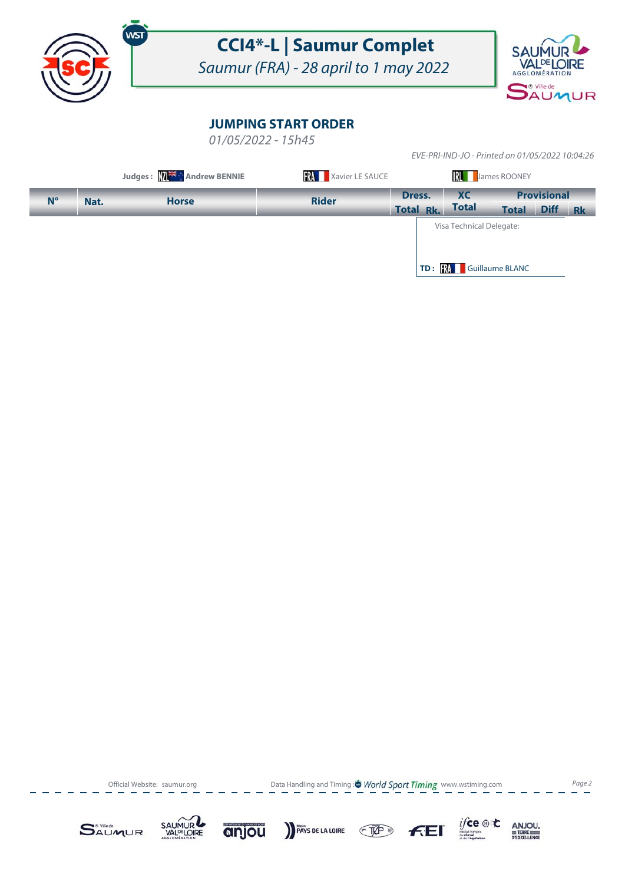# CCI4*-L | Saumur Complet

*Saumur (FRA) - 28 april to 1 may 2022*

## JUMPING START ORDER

*01/05/2022 - 15h45*

*EVE-PRI-IND-JO - Printed on 01/05/2022 10:04:26*

**Judges :** NZL **Andrew BENNIE** FRA Xavier LE SAUCE IRL James ROONEY

| N° | Nat. | Horse | Rider | Dress. | | XC | Provisional | | |
|---|---|---|---|---|---|---|---|---|---|
| | | | | Total | Rk. | Total | Total | Diff | Rk |

Visa Technical Delegate:

**TD :** FRA Guillaume BLANC

Official Website: saumur.org

Data Handling and Timing : World Sport Timing www.wstiming.com